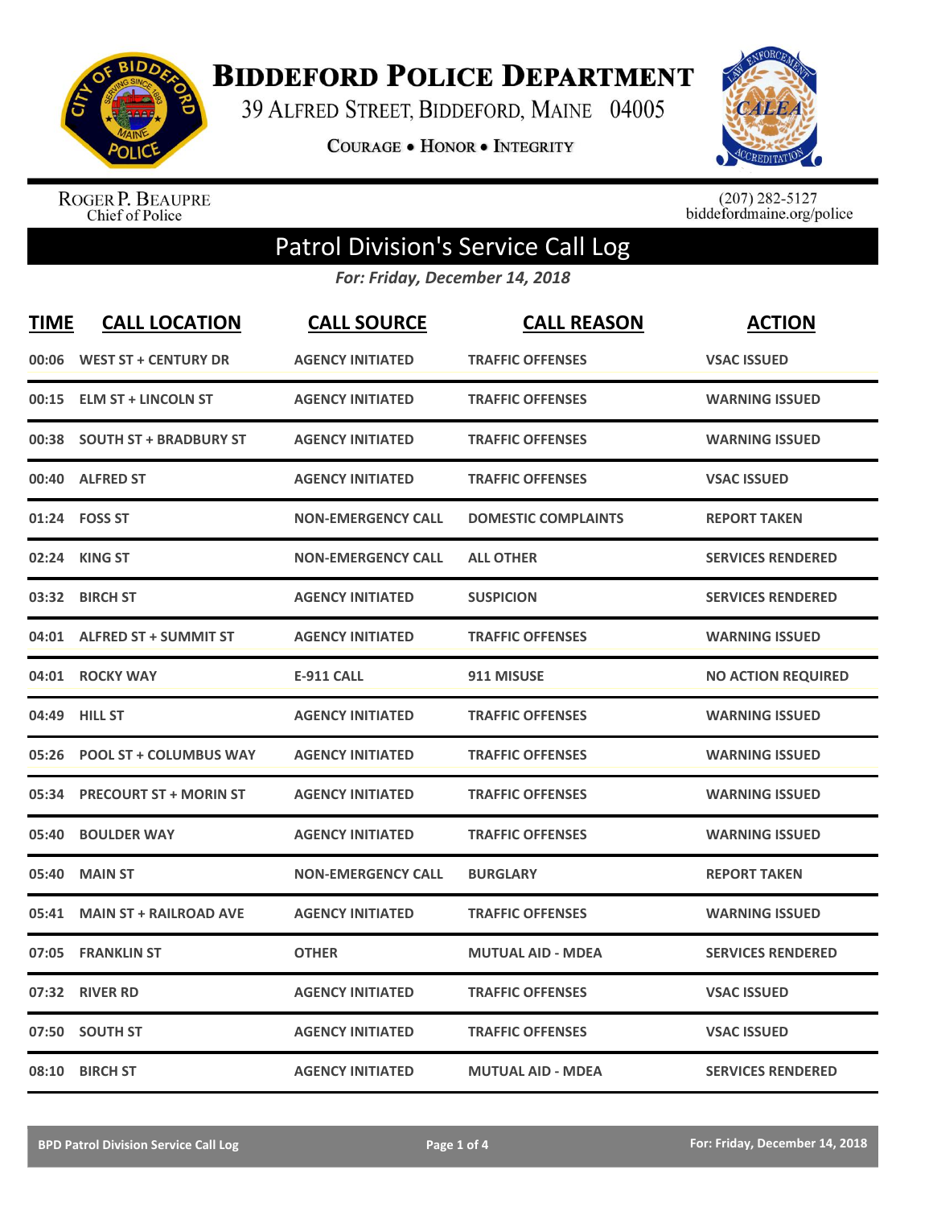# Biddeford Police Department

39 Alfred Street, Biddeford, Maine 04005

Courage • Honor • Integrity

Roger P. Beaupre
Chief of Police

(207) 282-5127
biddefordmaine.org/police

## Patrol Division's Service Call Log

*For: Friday, December 14, 2018*

| TIME | CALL LOCATION | CALL SOURCE | CALL REASON | ACTION |
|---|---|---|---|---|
| 00:06 | WEST ST + CENTURY DR | AGENCY INITIATED | TRAFFIC OFFENSES | VSAC ISSUED |
| 00:15 | ELM ST + LINCOLN ST | AGENCY INITIATED | TRAFFIC OFFENSES | WARNING ISSUED |
| 00:38 | SOUTH ST + BRADBURY ST | AGENCY INITIATED | TRAFFIC OFFENSES | WARNING ISSUED |
| 00:40 | ALFRED ST | AGENCY INITIATED | TRAFFIC OFFENSES | VSAC ISSUED |
| 01:24 | FOSS ST | NON-EMERGENCY CALL | DOMESTIC COMPLAINTS | REPORT TAKEN |
| 02:24 | KING ST | NON-EMERGENCY CALL | ALL OTHER | SERVICES RENDERED |
| 03:32 | BIRCH ST | AGENCY INITIATED | SUSPICION | SERVICES RENDERED |
| 04:01 | ALFRED ST + SUMMIT ST | AGENCY INITIATED | TRAFFIC OFFENSES | WARNING ISSUED |
| 04:01 | ROCKY WAY | E-911 CALL | 911 MISUSE | NO ACTION REQUIRED |
| 04:49 | HILL ST | AGENCY INITIATED | TRAFFIC OFFENSES | WARNING ISSUED |
| 05:26 | POOL ST + COLUMBUS WAY | AGENCY INITIATED | TRAFFIC OFFENSES | WARNING ISSUED |
| 05:34 | PRECOURT ST + MORIN ST | AGENCY INITIATED | TRAFFIC OFFENSES | WARNING ISSUED |
| 05:40 | BOULDER WAY | AGENCY INITIATED | TRAFFIC OFFENSES | WARNING ISSUED |
| 05:40 | MAIN ST | NON-EMERGENCY CALL | BURGLARY | REPORT TAKEN |
| 05:41 | MAIN ST + RAILROAD AVE | AGENCY INITIATED | TRAFFIC OFFENSES | WARNING ISSUED |
| 07:05 | FRANKLIN ST | OTHER | MUTUAL AID - MDEA | SERVICES RENDERED |
| 07:32 | RIVER RD | AGENCY INITIATED | TRAFFIC OFFENSES | VSAC ISSUED |
| 07:50 | SOUTH ST | AGENCY INITIATED | TRAFFIC OFFENSES | VSAC ISSUED |
| 08:10 | BIRCH ST | AGENCY INITIATED | MUTUAL AID - MDEA | SERVICES RENDERED |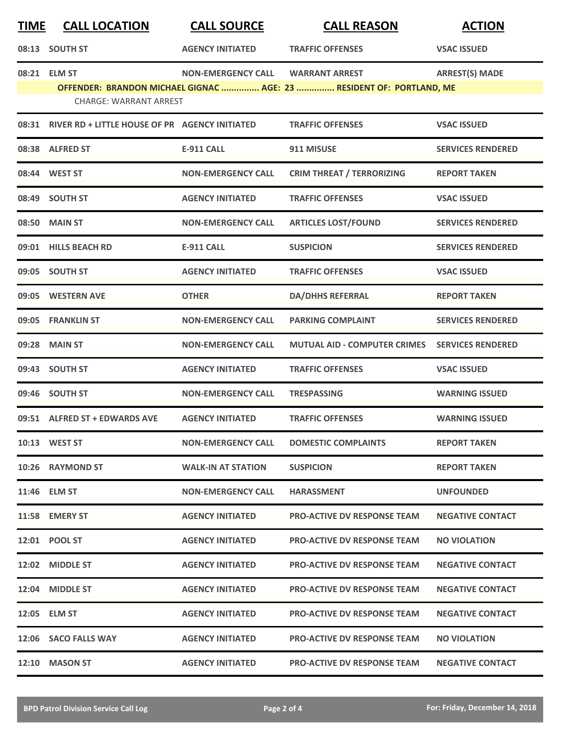| TIME | CALL LOCATION | CALL SOURCE | CALL REASON | ACTION |
|---|---|---|---|---|
| 08:13 | SOUTH ST | AGENCY INITIATED | TRAFFIC OFFENSES | VSAC ISSUED |
| 08:21 | ELM ST | NON-EMERGENCY CALL | WARRANT ARREST | ARREST(S) MADE |
| | OFFENDER: BRANDON MICHAEL GIGNAC ............... AGE: 23 ............... RESIDENT OF: PORTLAND, ME | | | |
| | CHARGE: WARRANT ARREST | | | |
| 08:31 | RIVER RD + LITTLE HOUSE OF PR | AGENCY INITIATED | TRAFFIC OFFENSES | VSAC ISSUED |
| 08:38 | ALFRED ST | E-911 CALL | 911 MISUSE | SERVICES RENDERED |
| 08:44 | WEST ST | NON-EMERGENCY CALL | CRIM THREAT / TERRORIZING | REPORT TAKEN |
| 08:49 | SOUTH ST | AGENCY INITIATED | TRAFFIC OFFENSES | VSAC ISSUED |
| 08:50 | MAIN ST | NON-EMERGENCY CALL | ARTICLES LOST/FOUND | SERVICES RENDERED |
| 09:01 | HILLS BEACH RD | E-911 CALL | SUSPICION | SERVICES RENDERED |
| 09:05 | SOUTH ST | AGENCY INITIATED | TRAFFIC OFFENSES | VSAC ISSUED |
| 09:05 | WESTERN AVE | OTHER | DA/DHHS REFERRAL | REPORT TAKEN |
| 09:05 | FRANKLIN ST | NON-EMERGENCY CALL | PARKING COMPLAINT | SERVICES RENDERED |
| 09:28 | MAIN ST | NON-EMERGENCY CALL | MUTUAL AID - COMPUTER CRIMES | SERVICES RENDERED |
| 09:43 | SOUTH ST | AGENCY INITIATED | TRAFFIC OFFENSES | VSAC ISSUED |
| 09:46 | SOUTH ST | NON-EMERGENCY CALL | TRESPASSING | WARNING ISSUED |
| 09:51 | ALFRED ST + EDWARDS AVE | AGENCY INITIATED | TRAFFIC OFFENSES | WARNING ISSUED |
| 10:13 | WEST ST | NON-EMERGENCY CALL | DOMESTIC COMPLAINTS | REPORT TAKEN |
| 10:26 | RAYMOND ST | WALK-IN AT STATION | SUSPICION | REPORT TAKEN |
| 11:46 | ELM ST | NON-EMERGENCY CALL | HARASSMENT | UNFOUNDED |
| 11:58 | EMERY ST | AGENCY INITIATED | PRO-ACTIVE DV RESPONSE TEAM | NEGATIVE CONTACT |
| 12:01 | POOL ST | AGENCY INITIATED | PRO-ACTIVE DV RESPONSE TEAM | NO VIOLATION |
| 12:02 | MIDDLE ST | AGENCY INITIATED | PRO-ACTIVE DV RESPONSE TEAM | NEGATIVE CONTACT |
| 12:04 | MIDDLE ST | AGENCY INITIATED | PRO-ACTIVE DV RESPONSE TEAM | NEGATIVE CONTACT |
| 12:05 | ELM ST | AGENCY INITIATED | PRO-ACTIVE DV RESPONSE TEAM | NEGATIVE CONTACT |
| 12:06 | SACO FALLS WAY | AGENCY INITIATED | PRO-ACTIVE DV RESPONSE TEAM | NO VIOLATION |
| 12:10 | MASON ST | AGENCY INITIATED | PRO-ACTIVE DV RESPONSE TEAM | NEGATIVE CONTACT |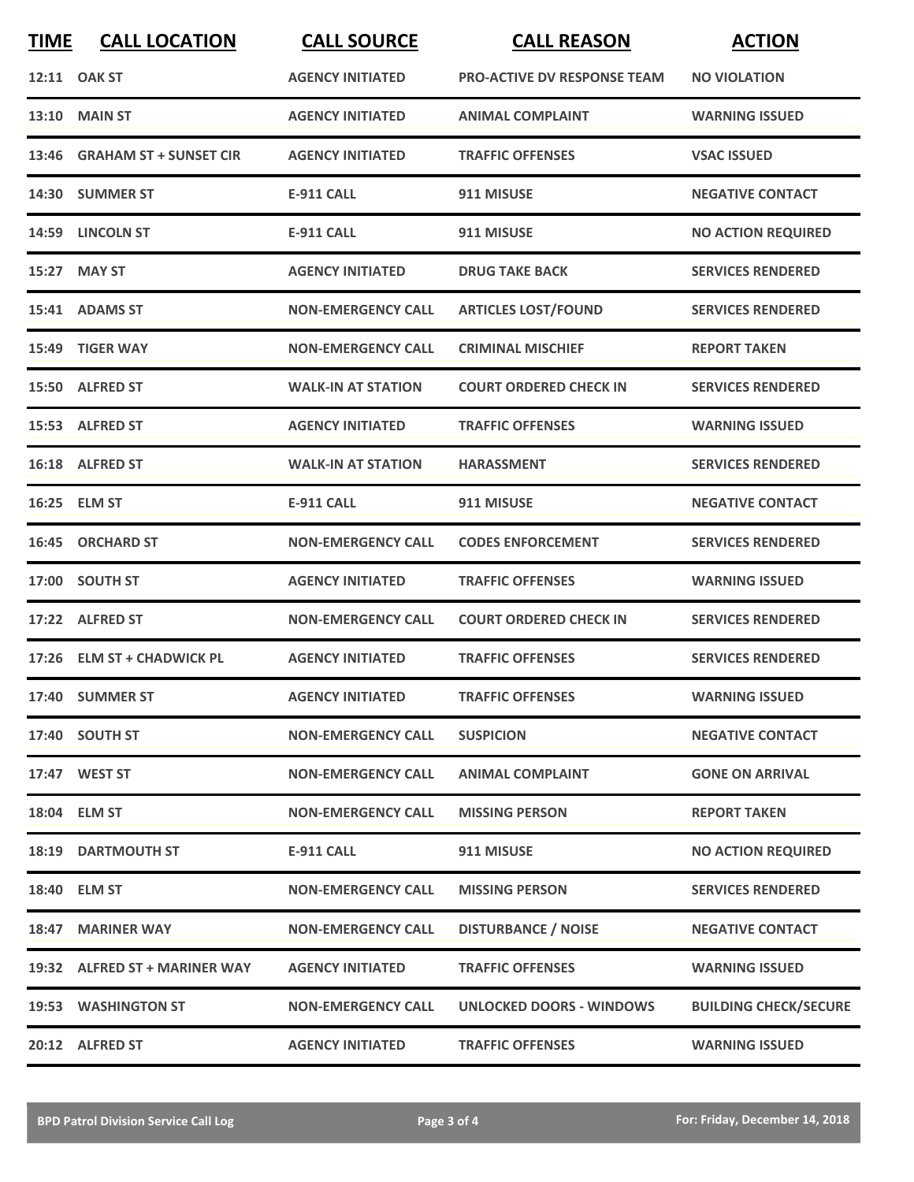| TIME | CALL LOCATION | CALL SOURCE | CALL REASON | ACTION |
|---|---|---|---|---|
| 12:11 | OAK ST | AGENCY INITIATED | PRO-ACTIVE DV RESPONSE TEAM | NO VIOLATION |
| 13:10 | MAIN ST | AGENCY INITIATED | ANIMAL COMPLAINT | WARNING ISSUED |
| 13:46 | GRAHAM ST + SUNSET CIR | AGENCY INITIATED | TRAFFIC OFFENSES | VSAC ISSUED |
| 14:30 | SUMMER ST | E-911 CALL | 911 MISUSE | NEGATIVE CONTACT |
| 14:59 | LINCOLN ST | E-911 CALL | 911 MISUSE | NO ACTION REQUIRED |
| 15:27 | MAY ST | AGENCY INITIATED | DRUG TAKE BACK | SERVICES RENDERED |
| 15:41 | ADAMS ST | NON-EMERGENCY CALL | ARTICLES LOST/FOUND | SERVICES RENDERED |
| 15:49 | TIGER WAY | NON-EMERGENCY CALL | CRIMINAL MISCHIEF | REPORT TAKEN |
| 15:50 | ALFRED ST | WALK-IN AT STATION | COURT ORDERED CHECK IN | SERVICES RENDERED |
| 15:53 | ALFRED ST | AGENCY INITIATED | TRAFFIC OFFENSES | WARNING ISSUED |
| 16:18 | ALFRED ST | WALK-IN AT STATION | HARASSMENT | SERVICES RENDERED |
| 16:25 | ELM ST | E-911 CALL | 911 MISUSE | NEGATIVE CONTACT |
| 16:45 | ORCHARD ST | NON-EMERGENCY CALL | CODES ENFORCEMENT | SERVICES RENDERED |
| 17:00 | SOUTH ST | AGENCY INITIATED | TRAFFIC OFFENSES | WARNING ISSUED |
| 17:22 | ALFRED ST | NON-EMERGENCY CALL | COURT ORDERED CHECK IN | SERVICES RENDERED |
| 17:26 | ELM ST + CHADWICK PL | AGENCY INITIATED | TRAFFIC OFFENSES | SERVICES RENDERED |
| 17:40 | SUMMER ST | AGENCY INITIATED | TRAFFIC OFFENSES | WARNING ISSUED |
| 17:40 | SOUTH ST | NON-EMERGENCY CALL | SUSPICION | NEGATIVE CONTACT |
| 17:47 | WEST ST | NON-EMERGENCY CALL | ANIMAL COMPLAINT | GONE ON ARRIVAL |
| 18:04 | ELM ST | NON-EMERGENCY CALL | MISSING PERSON | REPORT TAKEN |
| 18:19 | DARTMOUTH ST | E-911 CALL | 911 MISUSE | NO ACTION REQUIRED |
| 18:40 | ELM ST | NON-EMERGENCY CALL | MISSING PERSON | SERVICES RENDERED |
| 18:47 | MARINER WAY | NON-EMERGENCY CALL | DISTURBANCE / NOISE | NEGATIVE CONTACT |
| 19:32 | ALFRED ST + MARINER WAY | AGENCY INITIATED | TRAFFIC OFFENSES | WARNING ISSUED |
| 19:53 | WASHINGTON ST | NON-EMERGENCY CALL | UNLOCKED DOORS - WINDOWS | BUILDING CHECK/SECURE |
| 20:12 | ALFRED ST | AGENCY INITIATED | TRAFFIC OFFENSES | WARNING ISSUED |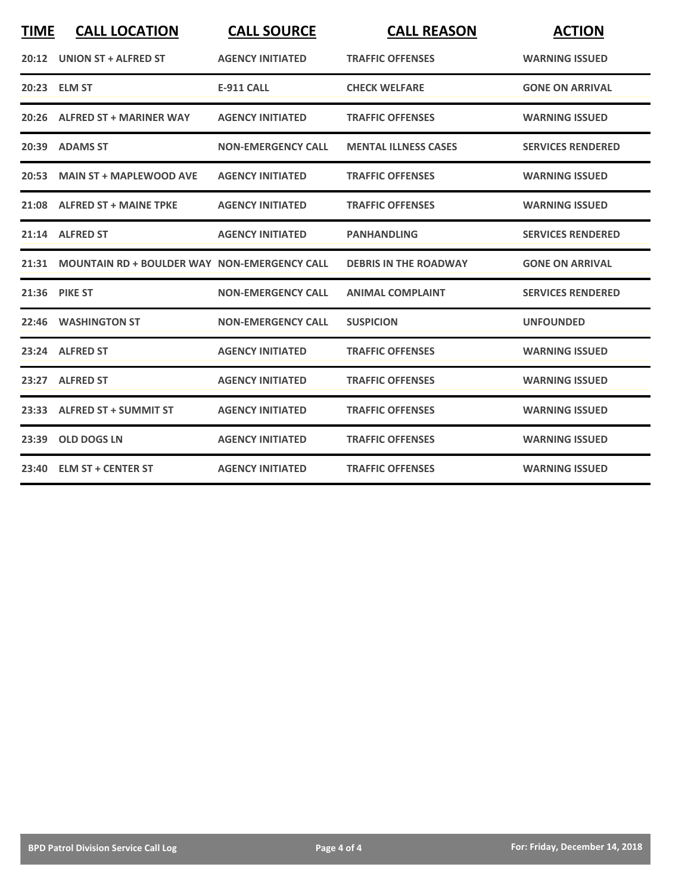| TIME | CALL LOCATION | CALL SOURCE | CALL REASON | ACTION |
|---|---|---|---|---|
| 20:12 | UNION ST + ALFRED ST | AGENCY INITIATED | TRAFFIC OFFENSES | WARNING ISSUED |
| 20:23 | ELM ST | E-911 CALL | CHECK WELFARE | GONE ON ARRIVAL |
| 20:26 | ALFRED ST + MARINER WAY | AGENCY INITIATED | TRAFFIC OFFENSES | WARNING ISSUED |
| 20:39 | ADAMS ST | NON-EMERGENCY CALL | MENTAL ILLNESS CASES | SERVICES RENDERED |
| 20:53 | MAIN ST + MAPLEWOOD AVE | AGENCY INITIATED | TRAFFIC OFFENSES | WARNING ISSUED |
| 21:08 | ALFRED ST + MAINE TPKE | AGENCY INITIATED | TRAFFIC OFFENSES | WARNING ISSUED |
| 21:14 | ALFRED ST | AGENCY INITIATED | PANHANDLING | SERVICES RENDERED |
| 21:31 | MOUNTAIN RD + BOULDER WAY | NON-EMERGENCY CALL | DEBRIS IN THE ROADWAY | GONE ON ARRIVAL |
| 21:36 | PIKE ST | NON-EMERGENCY CALL | ANIMAL COMPLAINT | SERVICES RENDERED |
| 22:46 | WASHINGTON ST | NON-EMERGENCY CALL | SUSPICION | UNFOUNDED |
| 23:24 | ALFRED ST | AGENCY INITIATED | TRAFFIC OFFENSES | WARNING ISSUED |
| 23:27 | ALFRED ST | AGENCY INITIATED | TRAFFIC OFFENSES | WARNING ISSUED |
| 23:33 | ALFRED ST + SUMMIT ST | AGENCY INITIATED | TRAFFIC OFFENSES | WARNING ISSUED |
| 23:39 | OLD DOGS LN | AGENCY INITIATED | TRAFFIC OFFENSES | WARNING ISSUED |
| 23:40 | ELM ST + CENTER ST | AGENCY INITIATED | TRAFFIC OFFENSES | WARNING ISSUED |